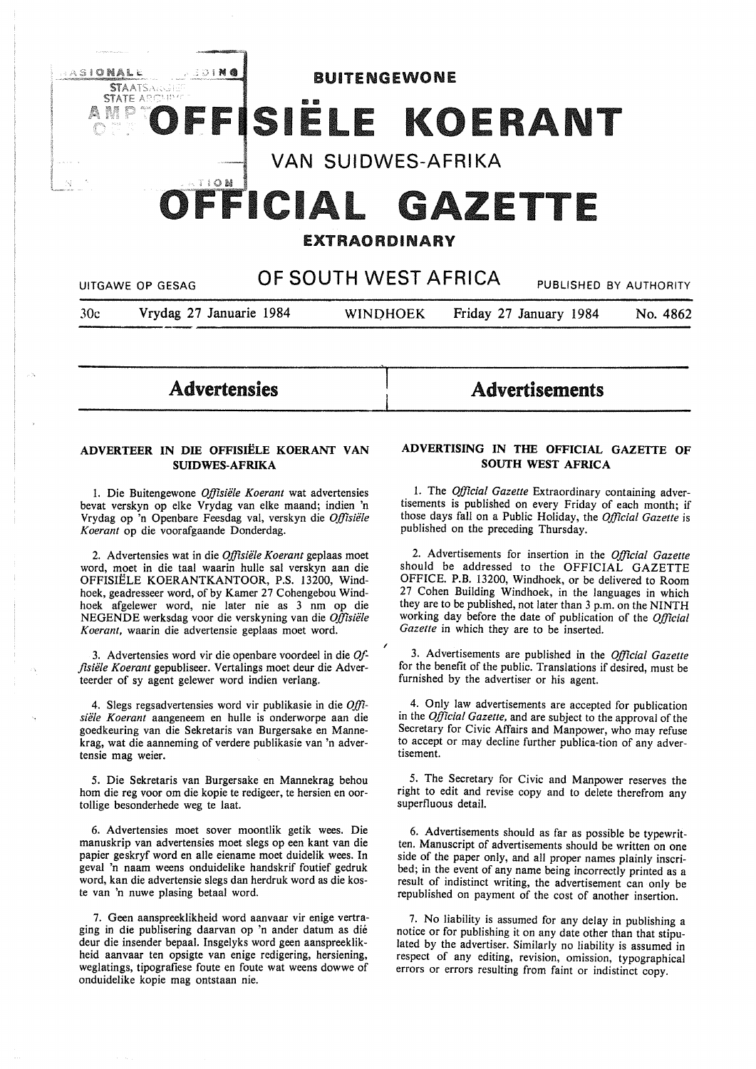# BUITENGEWONE OFFISIËLE KOERANT VAN SUIDWES-AFRIKA

# OFFICIAL GAZETTE EXTRAORDINARY OF SOUTH WEST AFRICA

UITGAWE OP GESAG — PUBLISHED BY AUTHORITY

30c — Vrydag 27 Januarie 1984 — WINDHOEK — Friday 27 January 1984 — No. 4862

## Advertensies

### ADVERTEER IN DIE OFFISIËLE KOERANT VAN SUIDWES-AFRIKA

1. Die Buitengewone *Offisiële Koerant* wat advertensies bevat verskyn op elke Vrydag van elke maand; indien 'n Vrydag op 'n Openbare Feesdag val, verskyn die *Offisiële Koerant* op die voorafgaande Donderdag.

2. Advertensies wat in die *Offisiële Koerant* geplaas moet word, moet in die taal waarin hulle sal verskyn aan die OFFISIËLE KOERANTKANTOOR, P.S. 13200, Windhoek, geadresseer word, of by Kamer 27 Cohengebou Windhoek afgelewer word, nie later nie as 3 nm op die NEGENDE werksdag voor die verskyning van die *Offisiële Koerant,* waarin die advertensie geplaas moet word.

3. Advertensies word vir die openbare voordeel in die *Offisiële Koerant* gepubliseer. Vertalings moet deur die Adverteerder of sy agent gelewer word indien verlang.

4. Slegs regsadvertensies word vir publikasie in die *Offisiële Koerant* aangeneem en hulle is onderworpe aan die goedkeuring van die Sekretaris van Burgersake en Mannekrag, wat die aanneming of verdere publikasie van 'n advertensie mag weier.

5. Die Sekretaris van Burgersake en Mannekrag behou hom die reg voor om die kopie te redigeer, te hersien en oortollige besonderhede weg te laat.

6. Advertensies moet sover moontlik getik wees. Die manuskrip van advertensies moet slegs op een kant van die papier geskryf word en alle eiename moet duidelik wees. In geval 'n naam weens onduidelike handskrif foutief gedruk word, kan die advertensie slegs dan herdruk word as die koste van 'n nuwe plasing betaal word.

7. Geen aanspreeklikheid word aanvaar vir enige vertraging in die publisering daarvan op 'n ander datum as dié deur die insender bepaal. Insgelyks word geen aanspreeklikheid aanvaar ten opsigte van enige redigering, hersiening, weglatings, tipografiese foute en foute wat weens dowwe of onduidelike kopie mag ontstaan nie.

## Advertisements

### ADVERTISING IN THE OFFICIAL GAZETTE OF SOUTH WEST AFRICA

1. The *Official Gazette* Extraordinary containing advertisements is published on every Friday of each month; if those days fall on a Public Holiday, the *Official Gazette* is published on the preceding Thursday.

2. Advertisements for insertion in the *Official Gazette* should be addressed to the OFFICIAL GAZETTE OFFICE. P.B. 13200, Windhoek, or be delivered to Room 27 Cohen Building Windhoek, in the languages in which they are to be published, not later than 3 p.m. on the NINTH working day before the date of publication of the *Official Gazette* in which they are to be inserted.

3. Advertisements are published in the *Official Gazette* for the benefit of the public. Translations if desired, must be furnished by the advertiser or his agent.

4. Only law advertisements are accepted for publication in the *Official Gazette,* and are subject to the approval of the Secretary for Civic Affairs and Manpower, who may refuse to accept or may decline further publica-tion of any advertisement.

5. The Secretary for Civic and Manpower reserves the right to edit and revise copy and to delete therefrom any superfluous detail.

6. Advertisements should as far as possible be typewritten. Manuscript of advertisements should be written on one side of the paper only, and all proper names plainly inscribed; in the event of any name being incorrectly printed as a result of indistinct writing, the advertisement can only be republished on payment of the cost of another insertion.

7. No liability is assumed for any delay in publishing a notice or for publishing it on any date other than that stipulated by the advertiser. Similarly no liability is assumed in respect of any editing, revision, omission, typographical errors or errors resulting from faint or indistinct copy.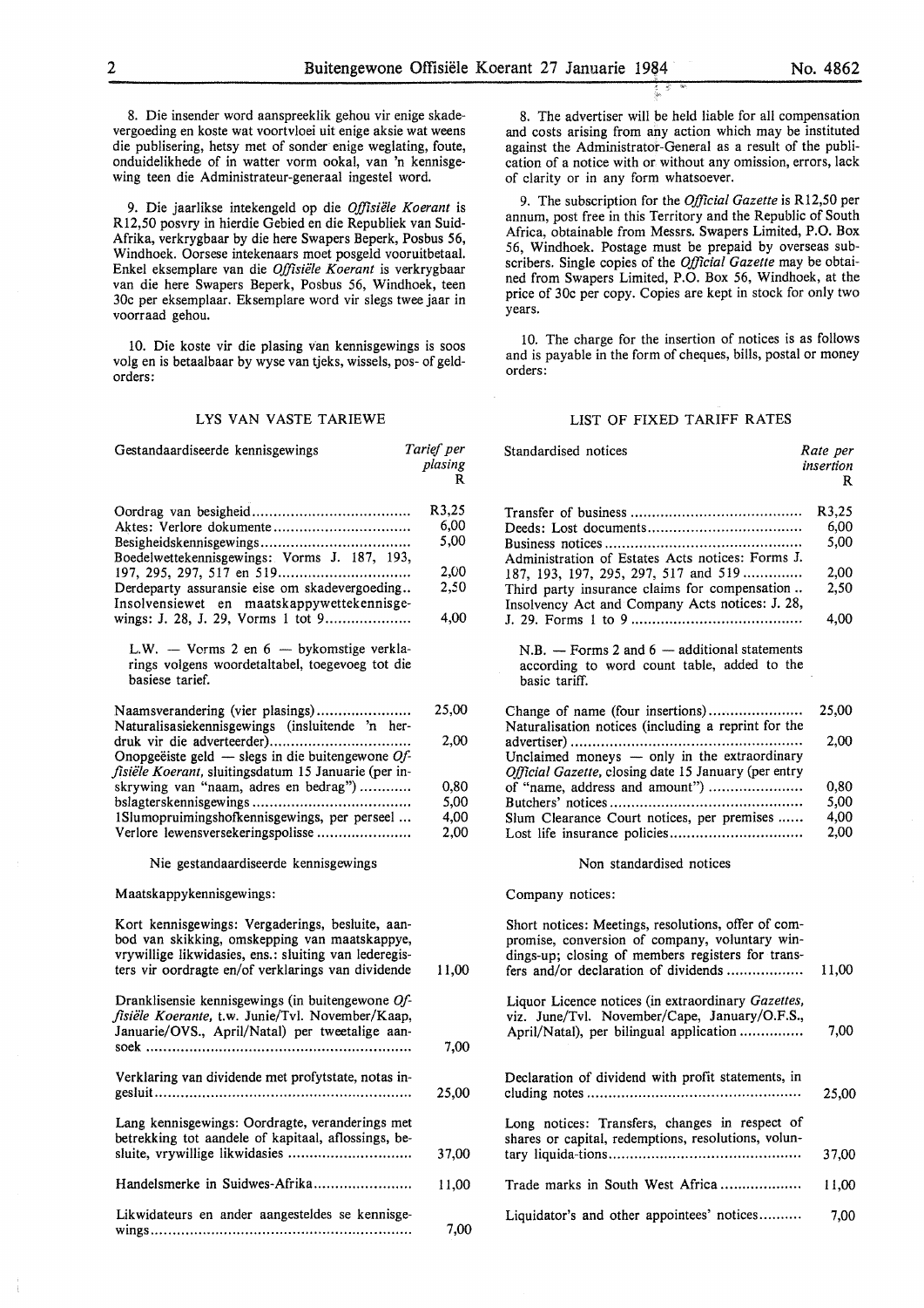8. Die insender word aanspreeklik gehou vir enige skadevergoeding en koste wat voortvloei uit enige aksie wat weens die publisering, hetsy met of sonder enige weglating, foute, onduidelikhede of in watter vorm ookal, van 'n kennisgewing teen die Administrateur-generaal ingestel word.

9. Die jaarlikse intekengeld op die *Offisiële Koerant* is R12,50 posvry in hierdie Gebied en die Republiek van Suid-Afrika, verkrygbaar by die here Swapers Beperk, Posbus 56, Windhoek. Oorsese intekenaars moet posgeld vooruitbetaal. Enkel eksemplare van die *Offisiële Koerant* is verkrygbaar van die here Swapers Beperk, Posbus 56, Windhoek, teen 30c per eksemplaar. Eksemplare word vir slegs twee jaar in voorraad gehou.

10. Die koste vir die plasing van kennisgewings is soos volg en is betaalbaar by wyse van tjeks, wissels, pos- of geldorders:

## LYS VAN VASTE TARIEWE

| Gestandaardiseerde kennisgewings | *Tarief per plasing* R |
|---|---|
| Oordrag van besigheid | R3,25 |
| Aktes: Verlore dokumente | 6,00 |
| Besigheidskennisgewings | 5,00 |
| Boedelwettekennisgewings: Vorms J. 187, 193, 197, 295, 297, 517 en 519 | 2,00 |
| Derdeparty assuransie eise om skadevergoeding | 2,50 |
| Insolvensiewet en maatskappywettekennisgewings: J. 28, J. 29, Vorms 1 tot 9 | 4,00 |

L.W. — Vorms 2 en 6 — bykomstige verklarings volgens woordetaltabel, toegevoeg tot die basiese tarief.

| | |
|---|---|
| Naamsverandering (vier plasings) | 25,00 |
| Naturalisasiekennisgewings (insluitende 'n herdruk vir die adverteerder) | 2,00 |
| Onopgeëiste geld — slegs in die buitengewone *Offisiële Koerant*, sluitingsdatum 15 Januarie (per inskrywing van "naam, adres en bedrag") | 0,80 |
| bslagterskennisgewings | 5,00 |
| 1Slumopruimingshofkennisgewings, per perseel | 4,00 |
| Verlore lewensversekeringspolisse | 2,00 |

Nie gestandaardiseerde kennisgewings

Maatskappykennisgewings:

| | |
|---|---|
| Kort kennisgewings: Vergaderings, besluite, aanbod van skikking, omskepping van maatskappye, vrywillige likwidasies, ens.: sluiting van lederegisters vir oordragte en/of verklarings van dividende | 11,00 |
| Dranklisensie kennisgewings (in buitengewone *Offisiële Koerante*, t.w. Junie/Tvl. November/Kaap, Januarie/OVS., April/Natal) per tweetalige aansoek | 7,00 |
| Verklaring van dividende met profytstate, notas ingesluit | 25,00 |
| Lang kennisgewings: Oordragte, veranderings met betrekking tot aandele of kapitaal, aflossings, besluite, vrywillige likwidasies | 37,00 |
| Handelsmerke in Suidwes-Afrika | 11,00 |
| Likwidateurs en ander aangesteldes se kennisgewings | 7,00 |

8. The advertiser will be held liable for all compensation and costs arising from any action which may be instituted against the Administrator-General as a result of the publication of a notice with or without any omission, errors, lack of clarity or in any form whatsoever.

9. The subscription for the *Official Gazette* is R12,50 per annum, post free in this Territory and the Republic of South Africa, obtainable from Messrs. Swapers Limited, P.O. Box 56, Windhoek. Postage must be prepaid by overseas subscribers. Single copies of the *Official Gazette* may be obtained from Swapers Limited, P.O. Box 56, Windhoek, at the price of 30c per copy. Copies are kept in stock for only two years.

10. The charge for the insertion of notices is as follows and is payable in the form of cheques, bills, postal or money orders:

## LIST OF FIXED TARIFF RATES

| Standardised notices | *Rate per insertion* R |
|---|---|
| Transfer of business | R3,25 |
| Deeds: Lost documents | 6,00 |
| Business notices | 5,00 |
| Administration of Estates Acts notices: Forms J. 187, 193, 197, 295, 297, 517 and 519 | 2,00 |
| Third party insurance claims for compensation | 2,50 |
| Insolvency Act and Company Acts notices: J. 28, J. 29. Forms 1 to 9 | 4,00 |

N.B. — Forms 2 and 6 — additional statements according to word count table, added to the basic tariff.

| | |
|---|---|
| Change of name (four insertions) | 25,00 |
| Naturalisation notices (including a reprint for the advertiser) | 2,00 |
| Unclaimed moneys — only in the extraordinary *Official Gazette*, closing date 15 January (per entry of "name, address and amount") | 0,80 |
| Butchers' notices | 5,00 |
| Slum Clearance Court notices, per premises | 4,00 |
| Lost life insurance policies | 2,00 |

Non standardised notices

Company notices:

| | |
|---|---|
| Short notices: Meetings, resolutions, offer of compromise, conversion of company, voluntary windings-up; closing of members registers for transfers and/or declaration of dividends | 11,00 |
| Liquor Licence notices (in extraordinary *Gazettes*, viz. June/Tvl. November/Cape, January/O.F.S., April/Natal), per bilingual application | 7,00 |
| Declaration of dividend with profit statements, in cluding notes | 25,00 |
| Long notices: Transfers, changes in respect of shares or capital, redemptions, resolutions, voluntary liquida-tions | 37,00 |
| Trade marks in South West Africa | 11,00 |
| Liquidator's and other appointees' notices | 7,00 |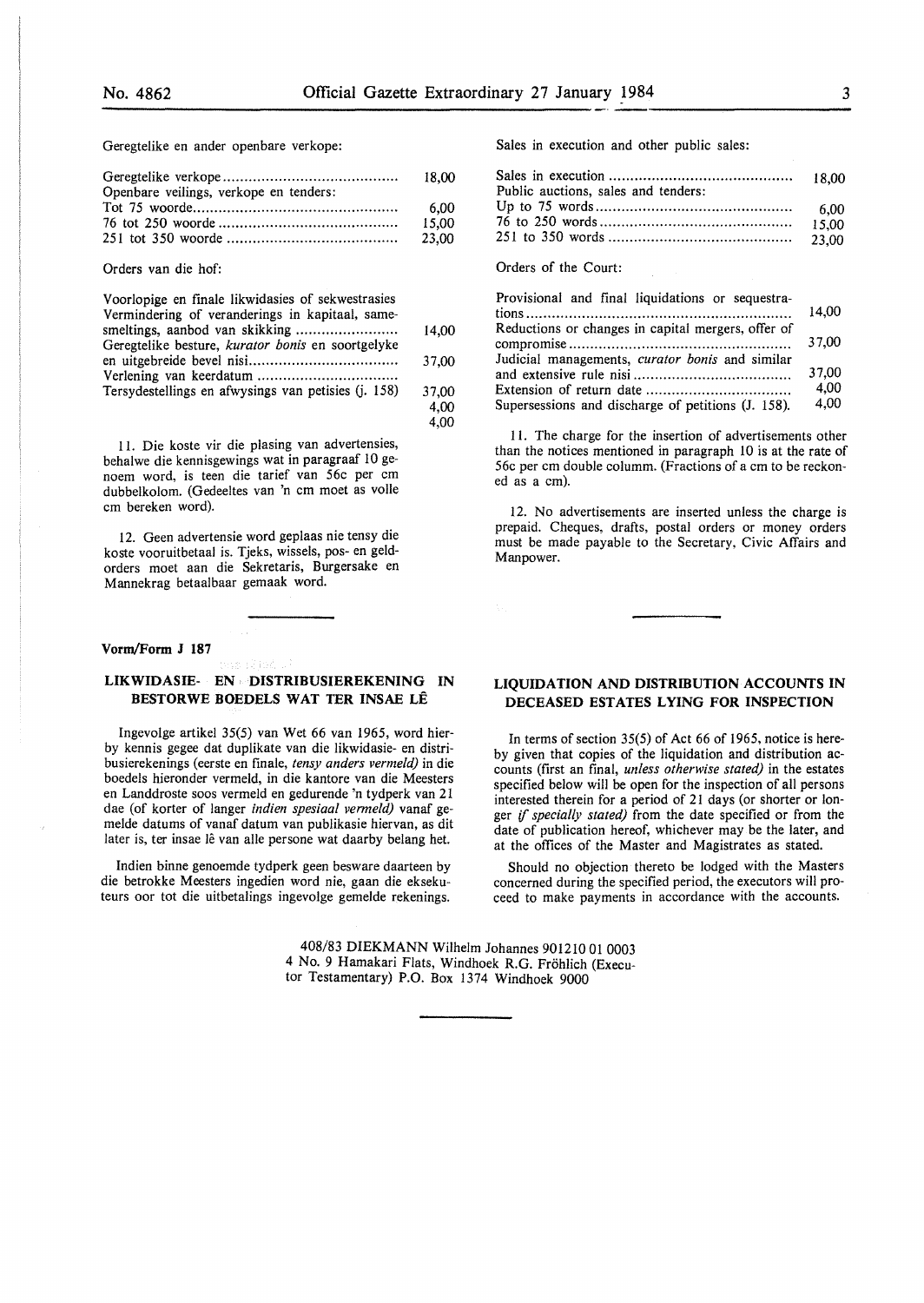Geregtelike en ander openbare verkope:

| | |
|---|---|
| Geregtelike verkope | 18,00 |
| Openbare veilings, verkope en tenders: | |
| Tot 75 woorde | 6,00 |
| 76 tot 250 woorde | 15,00 |
| 251 tot 350 woorde | 23,00 |

Orders van die hof:

| | |
|---|---|
| Voorlopige en finale likwidasies of sekwestrasies | |
| Vermindering of veranderings in kapitaal, samesmeltings, aanbod van skikking | 14,00 |
| Geregtelike besture, *kurator bonis* en soortgelyke en uitgebreide bevel nisi | 37,00 |
| Verlening van keerdatum | |
| Tersydestellings en afwysings van petisies (j. 158) | 37,00 |
| | 4,00 |
| | 4,00 |

11. Die koste vir die plasing van advertensies, behalwe die kennisgewings wat in paragraaf 10 genoem word, is teen die tarief van 56c per cm dubbelkolom. (Gedeeltes van 'n cm moet as volle cm bereken word).

12. Geen advertensie word geplaas nie tensy die koste vooruitbetaal is. Tjeks, wissels, pos- en geldorders moet aan die Sekretaris, Burgersake en Mannekrag betaalbaar gemaak word.

Sales in execution and other public sales:

| | |
|---|---|
| Sales in execution | 18,00 |
| Public auctions, sales and tenders: | |
| Up to 75 words | 6,00 |
| 76 to 250 words | 15,00 |
| 251 to 350 words | 23,00 |

Orders of the Court:

| | |
|---|---|
| Provisional and final liquidations or sequestrations | 14,00 |
| Reductions or changes in capital mergers, offer of compromise | 37,00 |
| Judicial managements, *curator bonis* and similar and extensive rule nisi | 37,00 |
| Extension of return date | 4,00 |
| Supersessions and discharge of petitions (J. 158). | 4,00 |

11. The charge for the insertion of advertisements other than the notices mentioned in paragraph 10 is at the rate of 56c per cm double columm. (Fractions of a cm to be reckoned as a cm).

12. No advertisements are inserted unless the charge is prepaid. Cheques, drafts, postal orders or money orders must be made payable to the Secretary, Civic Affairs and Manpower.

**Vorm/Form J 187**

## LIKWIDASIE- EN DISTRIBUSIEREKENING IN BESTORWE BOEDELS WAT TER INSAE LÊ

Ingevolge artikel 35(5) van Wet 66 van 1965, word hierby kennis gegee dat duplikate van die likwidasie- en distribusierekenings (eerste en finale, *tensy anders vermeld)* in die boedels hieronder vermeld, in die kantore van die Meesters en Landdroste soos vermeld en gedurende 'n tydperk van 21 dae (of korter of langer *indien spesiaal vermeld)* vanaf gemelde datums of vanaf datum van publikasie hiervan, as dit later is, ter insae lê van alle persone wat daarby belang het.

Indien binne genoemde tydperk geen besware daarteen by die betrokke Meesters ingedien word nie, gaan die eksekuteurs oor tot die uitbetalings ingevolge gemelde rekenings.

## LIQUIDATION AND DISTRIBUTION ACCOUNTS IN DECEASED ESTATES LYING FOR INSPECTION

In terms of section 35(5) of Act 66 of 1965, notice is hereby given that copies of the liquidation and distribution accounts (first an final, *unless otherwise stated)* in the estates specified below will be open for the inspection of all persons interested therein for a period of 21 days (or shorter or longer *if specially stated)* from the date specified or from the date of publication hereof, whichever may be the later, and at the offices of the Master and Magistrates as stated.

Should no objection thereto be lodged with the Masters concerned during the specified period, the executors will proceed to make payments in accordance with the accounts.

408/83 DIEKMANN Wilhelm Johannes 901210 01 0003 4 No. 9 Hamakari Flats, Windhoek R.G. Fröhlich (Executor Testamentary) P.O. Box 1374 Windhoek 9000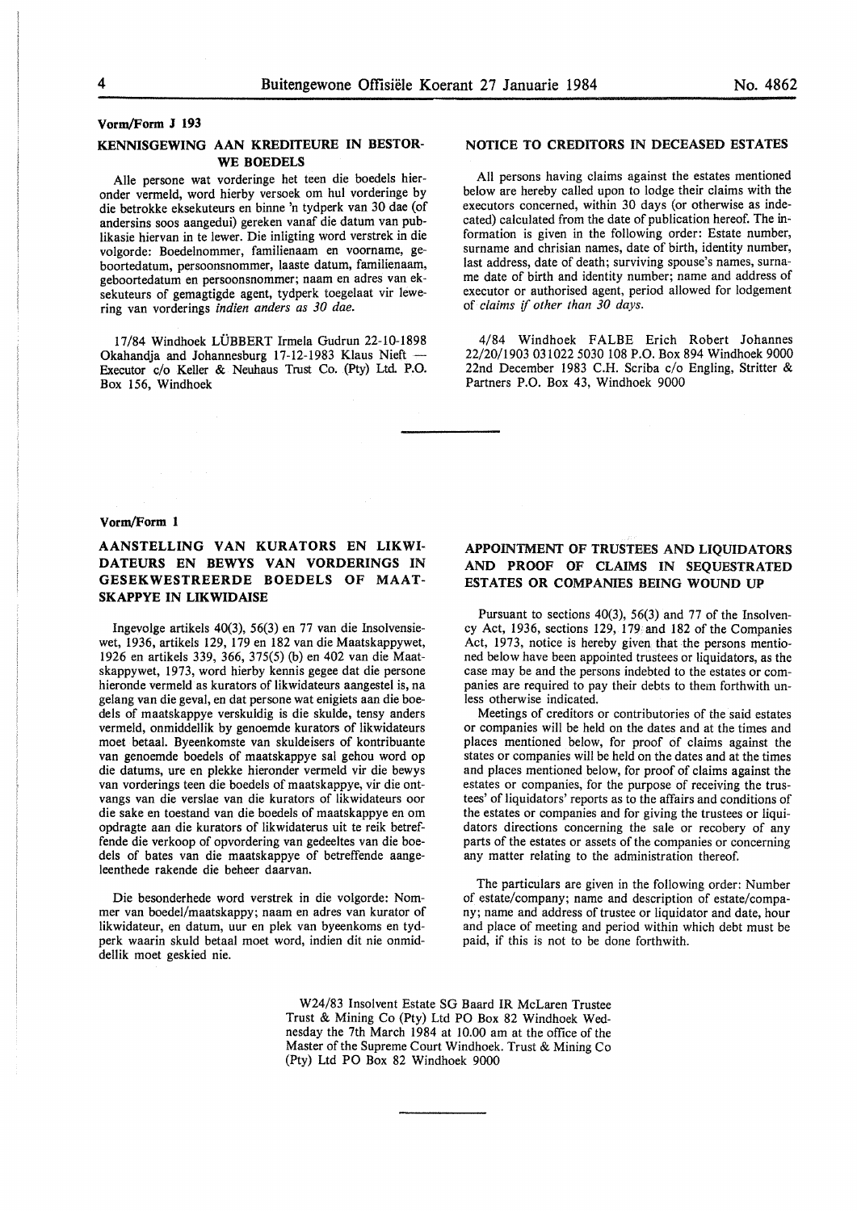Vorm/Form J 193

## KENNISGEWING AAN KREDITEURE IN BESTORWE BOEDELS

Alle persone wat vorderinge het teen die boedels hieronder vermeld, word hierby versoek om hul vorderinge by die betrokke eksekuteurs en binne 'n tydperk van 30 dae (of andersins soos aangedui) gereken vanaf die datum van publikasie hiervan in te lewer. Die inligting word verstrek in die volgorde: Boedelnommer, familienaam en voorname, geboortedatum, persoonsnommer, laaste datum, familienaam, geboortedatum en persoonsnommer; naam en adres van eksekuteurs of gemagtigde agent, tydperk toegelaat vir lewering van vorderings *indien anders as 30 dae.*

17/84 Windhoek LÜBBERT Irmela Gudrun 22-10-1898 Okahandja and Johannesburg 17-12-1983 Klaus Nieft — Executor c/o Keller & Neuhaus Trust Co. (Pty) Ltd. P.O. Box 156, Windhoek

## NOTICE TO CREDITORS IN DECEASED ESTATES

All persons having claims against the estates mentioned below are hereby called upon to lodge their claims with the executors concerned, within 30 days (or otherwise as indecated) calculated from the date of publication hereof. The information is given in the following order: Estate number, surname and chrisian names, date of birth, identity number, last address, date of death; surviving spouse's names, surname date of birth and identity number; name and address of executor or authorised agent, period allowed for lodgement of *claims if other than 30 days.*

4/84 Windhoek FALBE Erich Robert Johannes 22/20/1903 031022 5030 108 P.O. Box 894 Windhoek 9000 22nd December 1983 C.H. Scriba c/o Engling, Stritter & Partners P.O. Box 43, Windhoek 9000

---

Vorm/Form 1

## AANSTELLING VAN KURATORS EN LIKWIDATEURS EN BEWYS VAN VORDERINGS IN GESEKWESTREERDE BOEDELS OF MAATSKAPPYE IN LIKWIDAISE

Ingevolge artikels 40(3), 56(3) en 77 van die Insolvensiewet, 1936, artikels 129, 179 en 182 van die Maatskappywet, 1926 en artikels 339, 366, 375(5) (b) en 402 van die Maatskappywet, 1973, word hierby kennis gegee dat die persone hieronde vermeld as kurators of likwidateurs aangestel is, na gelang van die geval, en dat persone wat enigiets aan die boedels of maatskappye verskuldig is die skulde, tensy anders vermeld, onmiddellik by genoemde kurators of likwidateurs moet betaal. Byeenkomste van skuldeisers of kontribuante van genoemde boedels of maatskappye sal gehou word op die datums, ure en plekke hieronder vermeld vir die bewys van vorderings teen die boedels of maatskappye, vir die ontvangs van die verslae van die kurators of likwidateurs oor die sake en toestand van die boedels of maatskappye en om opdragte aan die kurators of likwidateurus uit te reik betreffende die verkoop of opvordering van gedeeltes van die boedels of bates van die maatskappye of betreffende aangeleenthede rakende die beheer daarvan.

Die besonderhede word verstrek in die volgorde: Nommer van boedel/maatskappy; naam en adres van kurator of likwidateur, en datum, uur en plek van byeenkoms en tydperk waarin skuld betaal moet word, indien dit nie onmiddellik moet geskied nie.

## APPOINTMENT OF TRUSTEES AND LIQUIDATORS AND PROOF OF CLAIMS IN SEQUESTRATED ESTATES OR COMPANIES BEING WOUND UP

Pursuant to sections 40(3), 56(3) and 77 of the Insolvency Act, 1936, sections 129, 179 and 182 of the Companies Act, 1973, notice is hereby given that the persons mentioned below have been appointed trustees or liquidators, as the case may be and the persons indebted to the estates or companies are required to pay their debts to them forthwith unless otherwise indicated.

Meetings of creditors or contributories of the said estates or companies will be held on the dates and at the times and places mentioned below, for proof of claims against the states or companies will be held on the dates and at the times and places mentioned below, for proof of claims against the estates or companies, for the purpose of receiving the trustees' of liquidators' reports as to the affairs and conditions of the estates or companies and for giving the trustees or liquidators directions concerning the sale or recobery of any parts of the estates or assets of the companies or concerning any matter relating to the administration thereof.

The particulars are given in the following order: Number of estate/company; name and description of estate/company; name and address of trustee or liquidator and date, hour and place of meeting and period within which debt must be paid, if this is not to be done forthwith.

W24/83 Insolvent Estate SG Baard IR McLaren Trustee Trust & Mining Co (Pty) Ltd PO Box 82 Windhoek Wednesday the 7th March 1984 at 10.00 am at the office of the Master of the Supreme Court Windhoek. Trust & Mining Co (Pty) Ltd PO Box 82 Windhoek 9000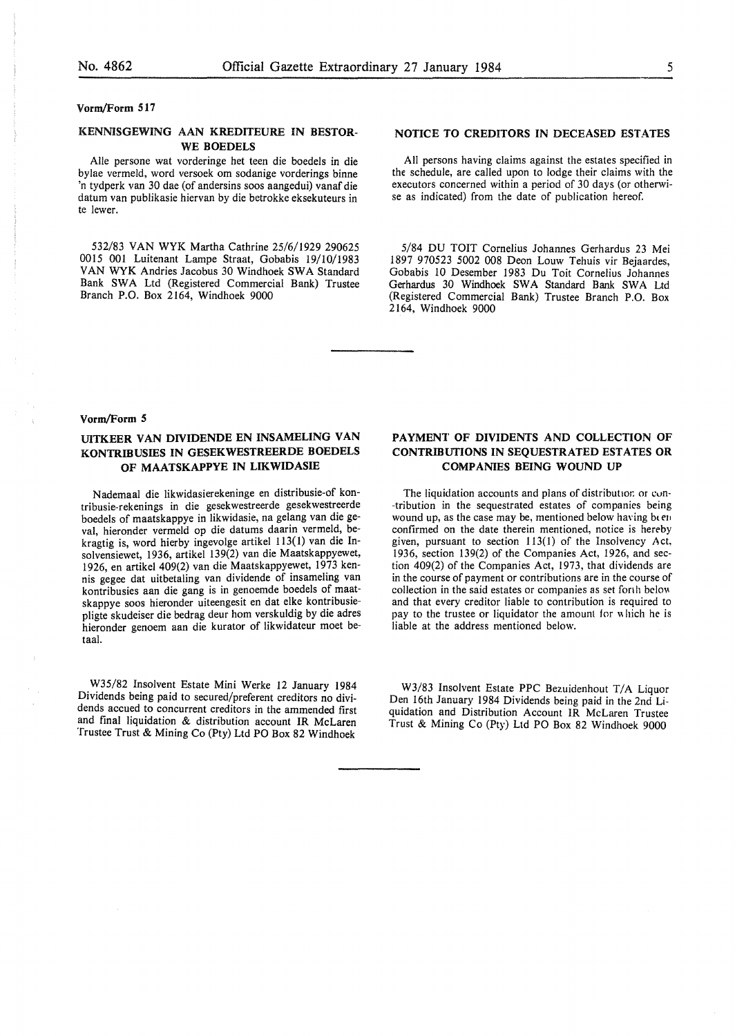Vorm/Form 517

## KENNISGEWING AAN KREDITEURE IN BESTORWE BOEDELS

Alle persone wat vorderinge het teen die boedels in die bylae vermeld, word versoek om sodanige vorderings binne 'n tydperk van 30 dae (of andersins soos aangedui) vanaf die datum van publikasie hiervan by die betrokke eksekuteurs in te lewer.

## NOTICE TO CREDITORS IN DECEASED ESTATES

All persons having claims against the estates specified in the schedule, are called upon to lodge their claims with the executors concerned within a period of 30 days (or otherwise as indicated) from the date of publication hereof.

532/83 VAN WYK Martha Cathrine 25/6/1929 290625 0015 001 Luitenant Lampe Straat, Gobabis 19/10/1983 VAN WYK Andries Jacobus 30 Windhoek SWA Standard Bank SWA Ltd (Registered Commercial Bank) Trustee Branch P.O. Box 2164, Windhoek 9000

5/84 DU TOIT Cornelius Johannes Gerhardus 23 Mei 1897 970523 5002 008 Deon Louw Tehuis vir Bejaardes, Gobabis 10 Desember 1983 Du Toit Cornelius Johannes Gerhardus 30 Windhoek SWA Standard Bank SWA Ltd (Registered Commercial Bank) Trustee Branch P.O. Box 2164, Windhoek 9000

---

Vorm/Form 5

## UITKEER VAN DIVIDENDE EN INSAMELING VAN KONTRIBUSIES IN GESEKWESTREERDE BOEDELS OF MAATSKAPPYE IN LIKWIDASIE

Nademaal die likwidasierekeninge en distribusie-of kontribusie-rekenings in die gesekwestreerde gesekwestreerde boedels of maatskappye in likwidasie, na gelang van die geval, hieronder vermeld op die datums daarin vermeld, bekragtig is, word hierby ingevolge artikel 113(1) van die Insolvensiewet, 1936, artikel 139(2) van die Maatskappyewet, 1926, en artikel 409(2) van die Maatskappyewet, 1973 kennis gegee dat uitbetaling van dividende of insameling van kontribusies aan die gang is in genoemde boedels of maatskappye soos hieronder uiteengesit en dat elke kontribusiepligte skudeiser die bedrag deur hom verskuldig by die adres hieronder genoem aan die kurator of likwidateur moet betaal.

## PAYMENT OF DIVIDENTS AND COLLECTION OF CONTRIBUTIONS IN SEQUESTRATED ESTATES OR COMPANIES BEING WOUND UP

The liquidation accounts and plans of distribution or contribution in the sequestrated estates of companies being wound up, as the case may be, mentioned below having been confirmed on the date therein mentioned, notice is hereby given, pursuant to section 113(1) of the Insolvency Act, 1936, section 139(2) of the Companies Act, 1926, and section 409(2) of the Companies Act, 1973, that dividends are in the course of payment or contributions are in the course of collection in the said estates or companies as set forth below and that every creditor liable to contribution is required to pay to the trustee or liquidator the amount for which he is liable at the address mentioned below.

W35/82 Insolvent Estate Mini Werke 12 January 1984 Dividends being paid to secured/preferent creditors no dividends accued to concurrent creditors in the ammended first and final liquidation & distribution account IR McLaren Trustee Trust & Mining Co (Pty) Ltd PO Box 82 Windhoek

W3/83 Insolvent Estate PPC Bezuidenhout T/A Liquor Den 16th January 1984 Dividends being paid in the 2nd Liquidation and Distribution Account IR McLaren Trustee Trust & Mining Co (Pty) Ltd PO Box 82 Windhoek 9000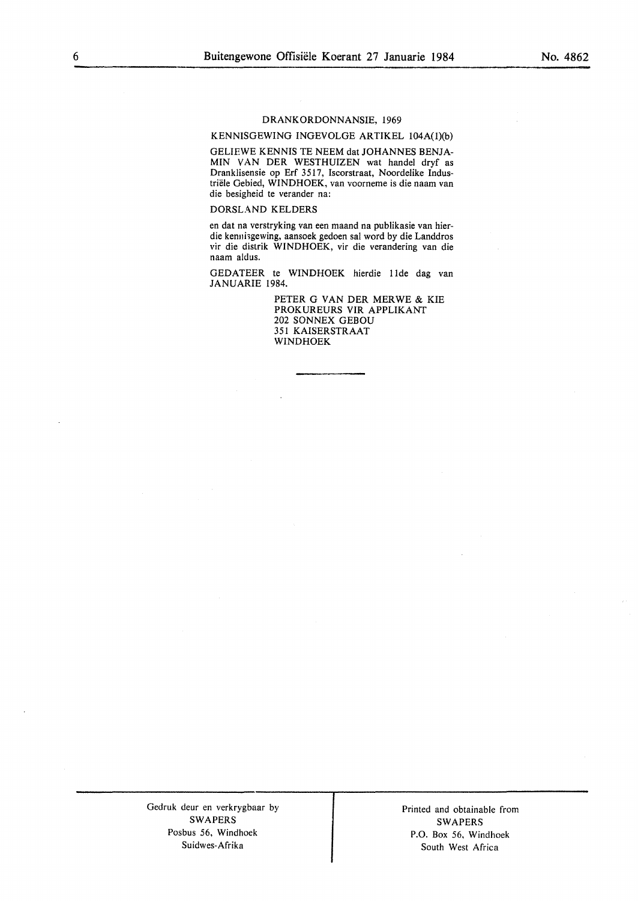DRANKORDONNANSIE, 1969

KENNISGEWING INGEVOLGE ARTIKEL 104A(1)(b)

GELIEWE KENNIS TE NEEM dat JOHANNES BENJAMIN VAN DER WESTHUIZEN wat handel dryf as Dranklisensie op Erf 3517, Iscorstraat, Noordelike Industriële Gebied, WINDHOEK, van voorneme is die naam van die besigheid te verander na:

DORSLAND KELDERS

en dat na verstryking van een maand na publikasie van hierdie kennisgewing, aansoek gedoen sal word by die Landdros vir die distrik WINDHOEK, vir die verandering van die naam aldus.

GEDATEER te WINDHOEK hierdie 11de dag van JANUARIE 1984.

PETER G VAN DER MERWE & KIE
PROKUREURS VIR APPLIKANT
202 SONNEX GEBOU
351 KAISERSTRAAT
WINDHOEK

---

Gedruk deur en verkrygbaar by
SWAPERS
Posbus 56, Windhoek
Suidwes-Afrika

Printed and obtainable from
SWAPERS
P.O. Box 56, Windhoek
South West Africa